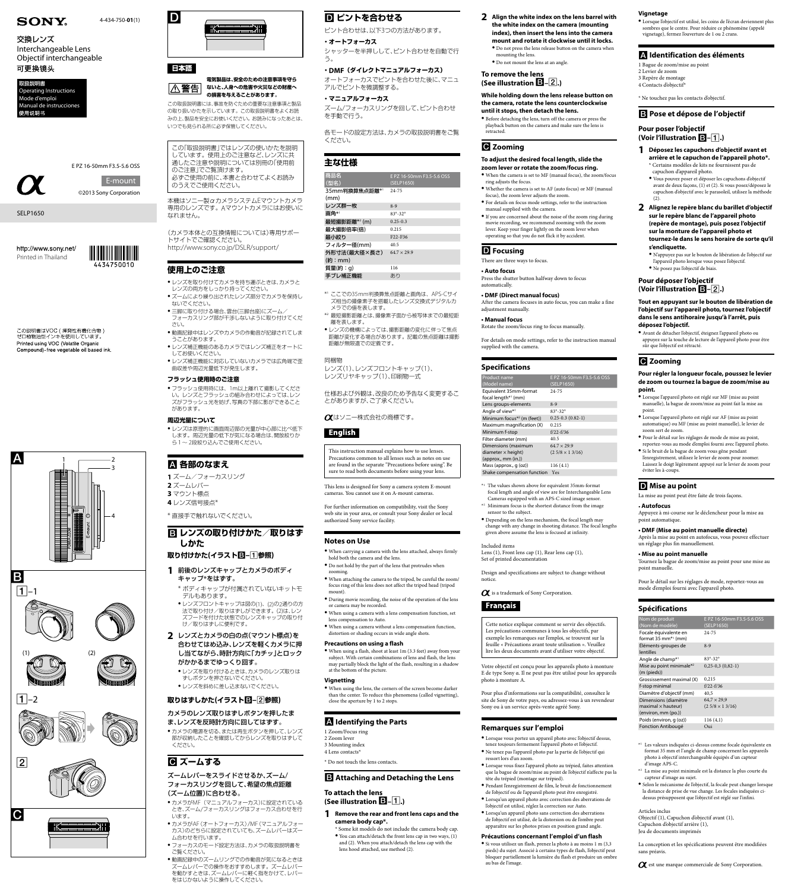SONY

4-434-750-**01**(1)

交換レンズ
Interchangeable Lens
Objectif interchangeable
可更换镜头

取扱説明書
Operating Instructions
Mode d'emploi
Manual de instrucciones
使用说明书

E PZ 16-50mm F3.5-5.6 OSS

E-mount

©2013 Sony Corporation

SELP1650

http://www.sony.net/
Printed in Thailand

4434750010

この説明書はVOC（揮発性有機化合物）ゼロ植物油型インキを使用しています。
Printed using VOC (Volatile Organic Compound)-free vegetable oil based ink.

A

1 2 3 4

B

1–1

(1) (2)

1–2

2

C

D

## 日本語

⚠警告 **電気製品は、安全のための注意事項を守らないと、人身への危害や火災などの財産への損害を与えることがあります。**

この取扱説明書には、事故を防ぐための重要な注意事項と製品の取り扱いかたを示しています。この取扱説明書をよくお読みの上、製品を安全にお使いください。お読みになったあとは、いつでも見られる所に必ず保管してください。

この「取扱説明書」ではレンズの使いかたを説明しています。使用上のご注意など、レンズに共通したご注意や説明については別冊の「使用前のご注意」でご覧頂けます。
必ずご使用の前に、本書と合わせてよくお読みのうえでご使用ください。

本機はソニー製αカメラシステムEマウントカメラ専用のレンズです。AマウントカメラにはEお使いになれません。

（カメラ本体との互換情報については）専用サポートサイトでご確認ください。
http://www.sony.co.jp/DSLR/support/

### 使用上のご注意

- レンズを取り付けてカメラを持ち運ぶときは、カメラとレンズの両方をしっかり持ってください。
- ズームにより繰り出されたレンズ部分でカメラを保持しないでください。
- 三脚に取り付ける場合、雲台(三脚台座)にズーム／フォーカスリングが干渉しないように取り付けてください。
- 動画記録中はレンズやカメラの作動音が記録されてしまうことがあります。
- レンズ補正機能のあるカメラではレンズ補正をオートにしてお使いください。
- レンズ補正機能に対応していないカメラでは広角端で歪曲収差や周辺光量低下が発生します。

#### フラッシュ使用時のご注意

- フラッシュ使用時には、1m以上離れて撮影してください。レンズとフラッシュの組み合わせによっては、レンズがフラッシュ光を妨げ、写真の下部に影ができることがあります。

#### 周辺光量について

- レンズは原理的に画面周辺部の光量が中心部に比べ低下します。周辺光量の低下が気になる場合は、開放絞りから1〜2段絞り込んでご使用ください。

### A 各部のなまえ

**1** ズーム／フォーカスリング
**2** ズームレバー
**3** マウント標点
**4** レンズ信号接点*

* 直接手で触れないでください。

### B レンズの取り付けかた／取りはずしかた

#### 取り付けかた(イラストB–1参照)

**1 前後のレンズキャップとカメラのボディキャップ*をはずす。**

\* ボディキャップが付属されていないキットモデルもあります。

- レンズフロントキャップは図の(1)、(2)の2通りの方法で取り付け／取りはずしができます。(2)は、レンズフードを取り付けた状態でのレンズキャップの取り付け／取りはずしに便利です。

**2 レンズとカメラの白の点(マウント標点)を合わせてはめ込み、レンズを軽くカメラに押し当てながら、時計方向に「カチッ」とロックがかかるまでゆっくり回す。**

- レンズを取り付けるときは、カメラのレンズ取りはずしボタンを押さないでください。
- レンズを斜めに差し込まないでください。

#### 取りはずしかた(イラストB–2参照)

**カメラのレンズ取りはずしボタンを押したまま、レンズを反時計方向に回してはずす。**

- カメラの電源を切る、または再生ボタンを押して、レンズ部が収納したことを確認してからレンズを取りはずしてください。

### C ズームする

**ズームレバーをスライドさせるか、ズーム／フォーカスリングを回して、希望の焦点距離(ズーム位置)に合わせる。**

- カメラがMF（マニュアルフォーカス）に設定されているとき、ズーム／フォーカスリングはフォーカス合わせを行います。
- カメラがAF（オートフォーカス）/MF（マニュアルフォーカス）のどちらに設定されていても、ズームレバーはズーム合わせを行います。
- フォーカスのモード設定方法は、カメラの取扱説明書をご覧ください。
- 動画記録中のズームリングでの作動音が気になるときはズームレバーでの操作をおすすめします。ズームレバーを動かすときは、ズームレバーに軽く指をかけて、レバーをはじかないように操作してください。

### D ピントを合わせる

ピント合わせは、以下3つの方法があります。

**・オートフォーカス**
シャッターを半押しして、ピント合わせを自動で行う。

**・DMF（ダイレクトマニュアルフォーカス）**
オートフォーカスでピントを合わせた後に、マニュアルでピントを微調整する。

**・マニュアルフォーカス**
ズーム/フォーカスリングを回して、ピント合わせを手動で行う。

各モードの設定方法は、カメラの取扱説明書をご覧ください。

### 主な仕様

| 商品名（型名） | E PZ 16-50mm F3.5-5.6 OSS (SELP1650) |
|---|---|
| 35mm判換算焦点距離*1 (mm) | 24-75 |
| レンズ群一枚 | 8-9 |
| 画角*1 | 83°-32° |
| 最短撮影距離*2 (m) | 0.25-0.3 |
| 最大撮影倍率(倍) | 0.215 |
| 最小絞り | F22-F36 |
| フィルター径(mm) | 40.5 |
| 外形寸法(最大径×長さ)(約：mm) | 64.7 × 29.9 |
| 質量(約：g) | 116 |
| 手ブレ補正機能 | あり |

\*1 ここでの35mm判換算焦点距離と画角は、APS-Cサイズ相当の撮像素子を搭載したレンズ交換式デジタルカメラでの値を表します。
\*2 最短撮影距離とは、撮像素子面から被写体までの最短距離を表します。

- レンズの機構によっては、撮影距離の変化に伴って焦点距離が変化する場合があります。記載の焦点距離は撮影距離が無限遠での定義です。

同梱物
レンズ(1)、レンズフロントキャップ(1)、レンズリヤキャップ(1)、印刷物一式

仕様および外観は、改良のため予告なく変更することがありますが、ご了承ください。

αはソニー株式会社の商標です。

## English

This instruction manual explains how to use lenses. Precautions common to all lenses such as notes on use are found in the separate "Precautions before using". Be sure to read both documents before using your lens.

This lens is designed for Sony α camera system E-mount cameras. You cannot use it on A-mount cameras.

For further information on compatibility, visit the Sony web site in your area, or consult your Sony dealer or local authorized Sony service facility.

### Notes on Use

- When carrying a camera with the lens attached, always firmly hold both the camera and the lens.
- Do not hold by the part of the lens that protrudes when zooming.
- When attaching the camera to the tripod, be careful the zoom/focus ring of this lens does not affect the tripod head (tripod mount).
- During movie recording, the noise of the operation of the lens or camera may be recorded.
- When using a camera with a lens compensation function, set lens compensation to Auto.
- When using a camera without a lens compensation function, distortion or shading occurs in wide angle shots.

#### Precautions on using a flash

- When using a flash, shoot at least 1m (3.3 feet) away from your subject. With certain combinations of lens and flash, the lens may partially block the light of the flash, resulting in a shadow at the bottom of the picture.

#### Vignetting

- When using the lens, the corners of the screen become darker than the center. To reduce this phenomena (called vignetting), close the aperture by 1 to 2 stops.

### A Identifying the Parts

1 Zoom/Focus ring
2 Zoom lever
3 Mounting index
4 Lens contacts*

\* Do not touch the lens contacts.

### B Attaching and Detaching the Lens

#### To attach the lens (See illustration B–1.)

**1 Remove the rear and front lens caps and the camera body cap*.**

\* Some kit models do not include the camera body cap.

- You can attach/detach the front lens cap in two ways, (1) and (2). When you attach/detach the lens cap with the lens hood attached, use method (2).

**2 Align the white index on the lens barrel with the white index on the camera (mounting index), then insert the lens into the camera mount and rotate it clockwise until it locks.**

- Do not press the lens release button on the camera when mounting the lens.
- Do not mount the lens at an angle.

#### To remove the lens (See illustration B–2.)

**While holding down the lens release button on the camera, rotate the lens counterclockwise until it stops, then detach the lens.**

- Before detaching the lens, turn off the camera or press the playback button on the camera and make sure the lens is retracted.

### C Zooming

**To adjust the desired focal length, slide the zoom lever or rotate the zoom/focus ring.**

- When the camera is set to MF (manual focus), the zoom/focus ring adjusts the focus.
- Whether the camera is set to AF (auto focus) or MF (manual focus), the zoom lever adjusts the zoom.
- For details on focus mode settings, refer to the instruction manual supplied with the camera.
- If you are concerned about the noise of the zoom ring during movie recording, we recommend zooming with the zoom lever. Keep your finger lightly on the zoom lever when operating so that you do not flick it by accident.

### D Focusing

There are three ways to focus.

**• Auto focus**
Press the shutter button halfway down to focus automatically.

**• DMF (Direct manual focus)**
After the camera focuses in auto focus, you can make a fine adjustment manually.

**• Manual focus**
Rotate the zoom/focus ring to focus manually.

For details on mode settings, refer to the instruction manual supplied with the camera.

### Specifications

| Product name (Model name) | E PZ 16-50mm F3.5-5.6 OSS (SELP1650) |
|---|---|
| Equivalent 35mm-format focal length*1 (mm) | 24-75 |
| Lens groups-elements | 8-9 |
| Angle of view*1 | 83°-32° |
| Minimum focus*2 (m (feet)) | 0.25-0.3 (0.82-1) |
| Maximum magnification (X) | 0.215 |
| Minimum f-stop | f/22-f/36 |
| Filter diameter (mm) | 40.5 |
| Dimensions (maximum diameter × height) (approx., mm (in.)) | 64.7 × 29.9 (2 5/8 × 1 3/16) |
| Mass (approx., g (oz)) | 116 (4.1) |
| Shake compensation function | Yes |

\*1 The values shown above for equivalent 35mm-format focal length and angle of view are for Interchangeable Lens Cameras equipped with an APS-C sized image sensor.
\*2 Minimum focus is the shortest distance from the image sensor to the subject.

- Depending on the lens mechanism, the focal length may change with any change in shooting distance. The focal lengths given above assume the lens is focused at infinity.

Included items
Lens (1), Front lens cap (1), Rear lens cap (1),
Set of printed documentation

Design and specifications are subject to change without notice.

α is a trademark of Sony Corporation.

## Français

Cette notice explique comment se servir des objectifs. Les précautions communes à tous les objectifs, par exemple les remarques sur l'emploi, se trouvent sur la feuille « Précautions avant toute utilisation ». Veuillez lire les deux documents avant d'utiliser votre objectif.

Votre objectif est conçu pour les appareils photo à monture E de type Sony α. Il ne peut pas être utilisé pour les appareils photo à monture A.

Pour plus d'informations sur la compatibilité, consultez le site de Sony de votre pays, ou adressez-vous à un revendeur Sony ou à un service après-vente agréé Sony.

### Remarques sur l'emploi

- Lorsque vous portez un appareil photo avec l'objectif dessus, tenez toujours fermement l'appareil photo et l'objectif.
- Ne tenez pas l'appareil photo par la partie de l'objectif qui ressort lors d'un zoom.
- Lorsque vous fixez l'appareil photo au trépied, faites attention que la bague de zoom/mise au point de l'objectif n'affecte pas la tête du trépied (montage sur trépied).
- Pendant l'enregistrement de film, le bruit de fonctionnement de l'objectif ou de l'appareil photo peut être enregistré.
- Lorsqu'un appareil photo avec correction des aberrations de l'objectif est utilisé, réglez la correction sur Auto.
- Lorsqu'un appareil photo sans correction des aberrations de l'objectif est utilisé, de la distorsion ou de l'ombre peut apparaître sur les photos prises en position grand angle.

#### Précautions concernant l'emploi d'un flash

- Si vous utilisez un flash, prenez la photo à au moins 1 m (3,3 pieds) du sujet. Associé à certains types de flash, l'objectif peut bloquer partiellement la lumière du flash et produire un ombre au bas de l'image.

#### Vignetage

- Lorsque l'objectif est utilisé, les coins de l'écran deviennent plus sombres que le centre. Pour réduire ce phénomène (appelé vignetage), fermez l'ouverture de 1 ou 2 crans.

### A Identification des éléments

1 Bague de zoom/mise au point
2 Levier de zoom
3 Repère de montage
4 Contacts d'objectif*

\* Ne touchez pas les contacts d'objectif.

### B Pose et dépose de l'objectif

#### Pour poser l'objectif (Voir l'illustration B–1.)

**1 Déposez les capuchons d'objectif avant et arrière et le capuchon de l'appareil photo*.**

\* Certains modèles de kits ne fournissent pas de capuchon d'appareil photo.

- Vous pouvez poser et déposer les capuchons d'objectif avant de deux façons, (1) et (2). Si vous posez/déposez le capuchon d'objectif avec le parasoleil, utilisez la méthode (2).

**2 Alignez le repère blanc du barillet d'objectif sur le repère blanc de l'appareil photo (repère de montage), puis posez l'objectif sur la monture de l'appareil photo et tournez-le dans le sens horaire de sorte qu'il s'encliquette.**

- N'appuyez pas sur le bouton de libération de l'objectif sur l'appareil photo lorsque vous posez l'objectif.
- Ne posez pas l'objectif de biais.

#### Pour déposer l'objectif (Voir l'illustration B–2.)

**Tout en appuyant sur le bouton de libération de l'objectif sur l'appareil photo, tournez l'objectif dans le sens antihoraire jusqu'à l'arrêt, puis déposez l'objectif.**

- Avant de détacher l'objectif, éteignez l'appareil photo ou appuyez sur la touche de lecture de l'appareil photo pour être sûr que l'objectif est rétracté.

### C Zooming

**Pour régler la longueur focale, poussez le levier de zoom ou tournez la bague de zoom/mise au point.**

- Lorsque l'appareil photo est réglé sur MF (mise au point manuelle), la bague de zoom/mise au point fait la mise au point.
- Lorsque l'appareil photo est réglé sur AF (mise au point automatique) ou MF (mise au point manuelle), le levier de zoom sert de zoom.
- Pour le détail sur les réglages de mode de mise au point, reportez-vous au mode d'emploi fourni avec l'appareil photo.
- Si le bruit de la bague de zoom vous gêne pendant l'enregistrement, utilisez le levier de zoom pour zoomer. Laissez le doigt légèrement appuyé sur le levier de zoom pour éviter les à-coups.

### D Mise au point

La mise au point peut être faite de trois façons.

**• Autofocus**
Appuyez à mi-course sur le déclencheur pour la mise au point automatique.

**• DMF (Mise au point manuelle directe)**
Après la mise au point en autofocus, vous pouvez effectuer un réglage plus fin manuellement.

**• Mise au point manuelle**
Tournez la bague de zoom/mise au point pour une mise au point manuelle.

Pour le détail sur les réglages de mode, reportez-vous au mode d'emploi fourni avec l'appareil photo.

### Spécifications

| Nom de produit (Nom de modèle) | E PZ 16-50mm F3.5-5.6 OSS (SELP1650) |
|---|---|
| Focale équivalente en format 35 mm*1 (mm) | 24-75 |
| Éléments-groupes de lentilles | 8-9 |
| Angle de champ*1 | 83°-32° |
| Mise au point minimale*2 (m (pieds)) | 0,25-0,3 (0,82-1) |
| Grossissement maximal (X) | 0,215 |
| F-stop minimal | f/22-f/36 |
| Diamètre d'objectif (mm) | 40,5 |
| Dimensions (diamètre maximal × hauteur) (environ, mm (po.)) | 64,7 × 29,9 (2 5/8 × 1 3/16) |
| Poids (environ, g (oz)) | 116 (4,1) |
| Fonction Antibougé | Oui |

\*1 Les valeurs indiquées ci-dessus comme focale équivalente en format 35 mm et angle de champ concernent les appareils photo à objectif interchangeable équipés d'un capteur d'image APS-C.
\*2 La mise au point minimale est la distance la plus courte du capteur d'image au sujet.

- Selon le mécanisme de l'objectif, la focale peut changer lorsque la distance de prise de vue change. Les focales indiquées ci-dessus présupposent que l'objectif est réglé sur l'infini.

Articles inclus
Objectif (1), Capuchon d'objectif avant (1),
Capuchon d'objectif arrière (1),
Jeu de documents imprimés

La conception et les spécifications peuvent être modifiées sans préavis.

α est une marque commerciale de Sony Corporation.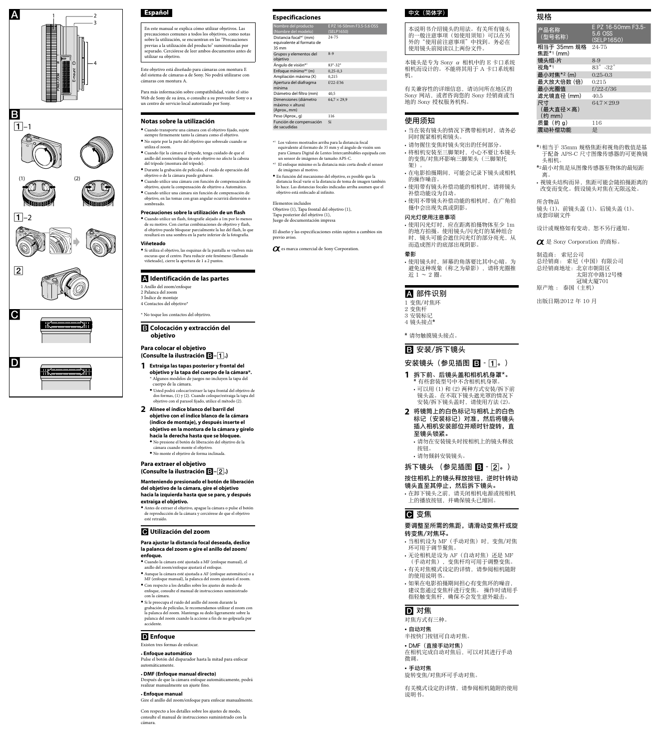A

1 2 3 4

Power Zoom E-mount

B

1–1

(1) (2)

1–2

2

C

D

## Español

En este manual se explica cómo utilizar objetivos. Las precauciones comunes a todos los objetivos, como notas sobre la utilización, se encuentran en las "Precauciones previas a la utilización del producto" suministradas por separado. Cerciórese de leer ambos documentos antes de utilizar su objetivo.

Este objetivo está diseñado para cámaras con montura E del sistema de cámaras α de Sony. No podrá utilizarse con cámaras con montura A.

Para más información sobre compatibilidad, visite el sitio Web de Sony de su área, o consulte a su proveedor Sony o a un centro de servicio local autorizado por Sony.

### Notas sobre la utilización

- Cuando transporte una cámara con el objetivo fijado, sujete siempre firmemente tanto la cámara como el objetivo.
- No sujete por la parte del objetivo que sobresale cuando se utiliza el zoom.
- Cuando fije la cámara al trípode, tenga cuidado de que el anillo del zoom/enfoque de este objetivo no afecte la cabeza del trípode (montura del trípode).
- Durante la grabación de películas, el ruido de operación del objetivo o de la cámara puede grabarse.
- Cuando utilice una cámara con función de compensación de objetivo, ajuste la compensación de objetivo a Automático.
- Cuando utilice una cámara sin función de compensación de objetivo, en las tomas con gran angular ocurrirá distorsión o sombreado.

**Precauciones sobre la utilización de un flash**

- Cuando utilice un flash, fotografíe alejado a 1m por lo menos de su motivo. Con ciertas combinaciones de objetivo y flash, el objetivo puede bloquear parcialmente la luz del flash, lo que resultará en una sombra en la parte inferior de la fotografía.

**Viñeteado**

- Si utiliza el objetivo, las esquinas de la pantalla se vuelven más oscuras que el centro. Para reducir este fenómeno (llamado viñeteado), cierre la apertura de 1 a 2 puntos.

### A Identificación de las partes

1 Anillo del zoom/enfoque
2 Palanca del zoom
3 Índice de montaje
4 Contactos del objetivo*

* No toque los contactos del objetivo.

### B Colocación y extracción del objetivo

#### Para colocar el objetivo (Consulte la ilustración B–1.)

**1 Extraiga las tapas posterior y frontal del objetivo y la tapa del cuerpo de la cámara*.**
* Algunos modelos de juegos no incluyen la tapa del cuerpo de la cámara.
- Usted podrá colocar/extraer la tapa frontal del objetivo de dos formas, (1) y (2). Cuando coloque/extraiga la tapa del objetivo con el parasol fijado, utilice el método (2).

**2 Alinee el índice blanco del barril del objetivo con el índice blanco de la cámara (índice de montaje), y después inserte el objetivo en la montura de la cámara y gírelo hacia la derecha hasta que se bloquee.**
- No presione el botón de liberación del objetivo de la cámara cuando monte el objetivo.
- No monte el objetivo de forma inclinada.

#### Para extraer el objetivo (Consulte la ilustración B–2.)

**Manteniendo presionado el botón de liberación del objetivo de la cámara, gire el objetivo hacia la izquierda hasta que se pare, y después extraiga el objetivo.**

- Antes de extraer el objetivo, apague la cámara o pulse el botón de reproducción de la cámara y cerciórese de que el objetivo esté retraído.

### C Utilización del zoom

**Para ajustar la distancia focal deseada, deslice la palanca del zoom o gire el anillo del zoom/enfoque.**

- Cuando la cámara esté ajustada a MF (enfoque manual), el anillo del zoom/enfoque ajustará el enfoque.
- Aunque la cámara esté ajustada a AF (enfoque automático) o a MF (enfoque manual), la palanca del zoom ajustará el zoom.
- Con respecto a los detalles sobre los ajustes de modo de enfoque, consulte el manual de instrucciones suministrado con la cámara.
- Si le preocupa el ruido del anillo del zoom durante la grabación de películas, le recomendamos utilizar el zoom con la palanca del zoom. Mantenga su dedo ligeramente sobre la palanca del zoom cuando la accione a fin de no golpearla por accidente.

### D Enfoque

Existen tres formas de enfocar.

**• Enfoque automático**
Pulse el botón del disparador hasta la mitad para enfocar automáticamente.

**• DMF (Enfoque manual directo)**
Después de que la cámara enfoque automáticamente, podrá realizar manualmente un ajuste fino.

**• Enfoque manual**
Gire el anillo del zoom/enfoque para enfocar manualmente.

Con respecto a los detalles sobre los ajustes de modo, consulte el manual de instrucciones suministrado con la cámara.

### Especificaciones

| | |
|---|---|
| Nombre del producto (Nombre del modelo) | E PZ 16-50mm F3.5-5.6 OSS (SELP1650) |
| Distancia focal*1 (mm) equivalente al formato de 35 mm | 24-75 |
| Grupos y elementos del objetivo | 8-9 |
| Ángulo de visión*1 | 83°-32° |
| Enfoque mínimo*2 (m) | 0,25-0,3 |
| Ampliación máxima (X) | 0,215 |
| Apertura del diafragma mínima | f/22-f/36 |
| Diámetro del filtro (mm) | 40,5 |
| Dimensiones (diámetro máximo × altura) (Aprox., mm) | 64,7 × 29,9 |
| Peso (Aprox., g) | 116 |
| Función de compensación de sacudidas | Sí |

*1 Los valores mostrados arriba para la distancia focal equivalente al formato de 35 mm y el ángulo de visión son para Cámara Digital de Lentes Intercambiables equipada con un sensor de imágenes de tamaño APS-C.
*2 El enfoque mínimo es la distancia más corta desde el sensor de imágenes al motivo.

- En función del mecanismo del objetivo, es posible que la distancia focal varíe si la distancia de toma de imagen también lo hace. Las distancias focales indicadas arriba asumen que el objetivo está enfocado al infinito.

Elementos incluidos
Objetivo (1), Tapa frontal del objetivo (1),
Tapa posterior del objetivo (1),
Juego de documentación impresa

El diseño y las especificaciones están sujetos a cambios sin previo aviso.

α es marca comercial de Sony Corporation.

## 中文（简体字）

本说明书介绍镜头的用法。有关所有镜头的一般注意事项（如使用须知）可以在另外的"使用前注意事项"中找到。务必在使用镜头前阅读以上两份文件。

本镜头是专为 Sony α 相机中的 E 卡口系统相机而设计的。不能将其用于 A 卡口系统相机。

有关兼容性的详细信息，请访问所在地区的 Sony 网站，或者咨询您的 Sony 经销商或当地的 Sony 授权服务机构。

### 使用须知

- 当在装有镜头的情况下携带相机时，请务必同时握紧相机和镜头。
- 请勿握住变焦时镜头突出的任何部分。
- 将相机安装至三脚架时，小心不要让本镜头的变焦/对焦环影响三脚架头（三脚架托架）。
- 在电影拍摄期间，可能会记录下镜头或相机的操作噪音。
- 使用带有镜头补偿功能的相机时，请将镜头补偿功能设为自动。
- 使用不带镜头补偿功能的相机时，在广角拍摄中会出现失真或阴影。

**闪光灯使用注意事项**

- 使用闪光灯时，应在距离拍摄物体至少 1m 的地方拍摄。使用镜头/闪光灯的某种组合时，镜头可能会遮住闪光灯的部分亮光，从而造成图片的底部出现阴影。

**晕影**

- 使用镜头时，屏幕的角落要比其中心暗。为避免这种现象（称之为晕影），请将光圈推近 1 ～ 2 圈。

### A 部件识别

1 变焦/对焦环
2 变焦杆
3 安装标记
4 镜头接点*

* 请勿触摸镜头接点。

### B 安装/拆下镜头

#### 安装镜头（参见插图 B - 1。）

**1 拆下前、后镜头盖和相机机身罩*。**
* 有些套装型号中不含相机机身罩。
- 可以用 (1) 和 (2) 两种方式安装/拆下前镜头盖。在不取下镜头遮光罩的情况下安装/拆下镜头盖时，请使用方法 (2)。

**2 将镜筒上的白色标记与相机上的白色标记（安装标记）对准，然后将镜头插入相机安装部位并顺时针旋转，直至镜头锁紧。**
- 请勿在安装镜头时按相机上的镜头释放按钮。
- 请勿倾斜安装镜头。

#### 拆下镜头 （参见插图 B - 2。）

**按住相机上的镜头释放按钮，逆时针转动镜头直至其停止，然后拆下镜头。**

- 在卸下镜头之前，请关闭相机电源或按相机上的播放按钮，并确保镜头已缩回。

### C 变焦

**要调整至所需的焦距，请滑动变焦杆或旋转变焦/对焦环。**

- 当相机设为 MF（手动对焦）时，变焦/对焦环可用于调节聚焦。
- 无论相机是设为 AF（自动对焦）还是 MF（手动对焦），变焦杆均可用于调整变焦。
- 有关对焦模式设定的详情，请参阅相机随附的使用说明书。
- 如果在电影拍摄期间担心有变焦环的噪音，建议您通过变焦杆进行变焦。操作时请用手指轻触变焦杆，确保不会发生意外敲击。

### D 对焦

对焦方式有三种。

**• 自动对焦**
半按快门按钮可自动对焦。

**• DMF（直接手动对焦）**
在相机完成自动对焦后，可以对其进行手动微调。

**• 手动对焦**
旋转变焦/对焦环可手动对焦。

有关模式设定的详情，请参阅相机随附的使用说明书。

### 规格

| | |
|---|---|
| 产品名称（型号名称） | E PZ 16-50mm F3.5-5.6 OSS (SELP1650) |
| 相当于 35mm 规格焦距*1 (mm) | 24-75 |
| 镜头组-片 | 8-9 |
| 视角*1 | 83°-32° |
| 最小对焦*2 (m) | 0.25-0.3 |
| 最大放大倍数（倍） | 0.215 |
| 最小光圈值 | f/22-f/36 |
| 滤光镜直径 (mm) | 40.5 |
| 尺寸（最大直径×高）（约 mm） | 64.7×29.9 |
| 质量（约 g） | 116 |
| 震动补偿功能 | 是 |

*1 相当于 35mm 规格焦距和视角的数值是基于配备 APS-C 尺寸图像传感器的可更换镜头相机。
*2 最小对焦是从图像传感器至物体的最短距离。

- 视镜头结构而异，焦距可能会随拍摄距离的改变而变化。假设镜头对焦在无限远处。

所含物品
镜头 (1)、前镜头盖 (1)、后镜头盖 (1)、成套印刷文件

设计或规格如有变动，恕不另行通知。

α 是 Sony Corporation 的商标。

制造商：索尼公司
总经销商：索尼（中国）有限公司
总经销商地址：北京市朝阳区
太阳宫中路12号楼
冠城大厦701
原产地：泰国（主机）

出版日期:2012 年 10 月